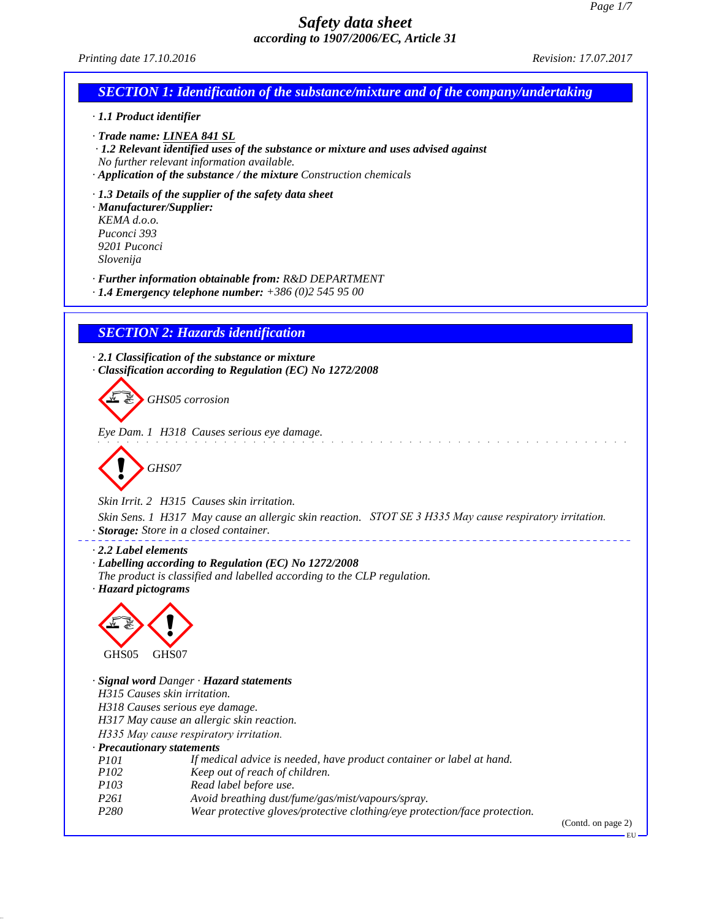# Safety data sheet

*according to 1907/2006/EC, Article 31*

*Printing date 17.10.2016* *Revision: 17.07.2017*

## SECTION 1: Identification of the substance/mixture and of the company/undertaking

· **1.1 Product identifier**

· **Trade name: LINEA 841 SL**

· **1.2 Relevant identified uses of the substance or mixture and uses advised against**
No further relevant information available.

· **Application of the substance / the mixture** Construction chemicals

· **1.3 Details of the supplier of the safety data sheet**

· **Manufacturer/Supplier:**
KEMA d.o.o.
Puconci 393
9201 Puconci
Slovenija

· **Further information obtainable from:** R&D DEPARTMENT

· **1.4 Emergency telephone number:** +386 (0)2 545 95 00

## SECTION 2: Hazards identification

· **2.1 Classification of the substance or mixture**

· **Classification according to Regulation (EC) No 1272/2008**

GHS05 corrosion

Eye Dam. 1 H318 Causes serious eye damage.

GHS07

Skin Irrit. 2 H315 Causes skin irritation.

Skin Sens. 1 H317 May cause an allergic skin reaction. STOT SE 3 H335 May cause respiratory irritation.

· **Storage:** Store in a closed container.

· **2.2 Label elements**

· **Labelling according to Regulation (EC) No 1272/2008**
The product is classified and labelled according to the CLP regulation.

· **Hazard pictograms**

GHS05 GHS07

· **Signal word** Danger · **Hazard statements**
H315 Causes skin irritation.
H318 Causes serious eye damage.
H317 May cause an allergic skin reaction.
H335 May cause respiratory irritation.

· **Precautionary statements**

| | |
|---|---|
| P101 | If medical advice is needed, have product container or label at hand. |
| P102 | Keep out of reach of children. |
| P103 | Read label before use. |
| P261 | Avoid breathing dust/fume/gas/mist/vapours/spray. |
| P280 | Wear protective gloves/protective clothing/eye protection/face protection. |

(Contd. on page 2)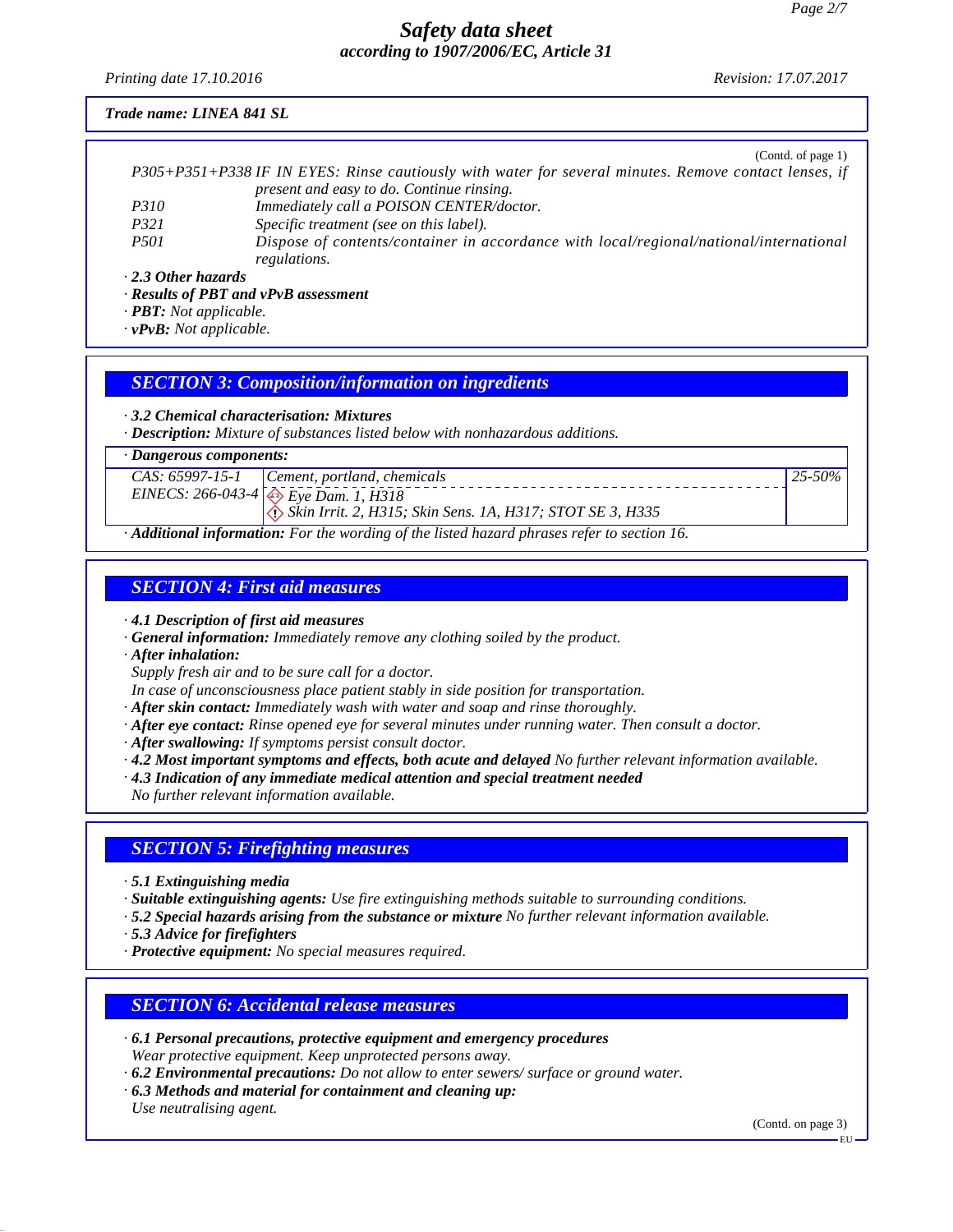**Trade name: LINEA 841 SL**

(Contd. of page 1)

| | |
|---|---|
| P305+P351+P338 | IF IN EYES: Rinse cautiously with water for several minutes. Remove contact lenses, if present and easy to do. Continue rinsing. |
| P310 | Immediately call a POISON CENTER/doctor. |
| P321 | Specific treatment (see on this label). |
| P501 | Dispose of contents/container in accordance with local/regional/national/international regulations. |

· **2.3 Other hazards**
· **Results of PBT and vPvB assessment**
· **PBT:** Not applicable.
· **vPvB:** Not applicable.

## SECTION 3: Composition/information on ingredients

· **3.2 Chemical characterisation: Mixtures**
· **Description:** Mixture of substances listed below with nonhazardous additions.

· **Dangerous components:**

| | | |
|---|---|---|
| CAS: 65997-15-1<br>EINECS: 266-043-4 | Cement, portland, chemicals<br>Eye Dam. 1, H318<br>Skin Irrit. 2, H315; Skin Sens. 1A, H317; STOT SE 3, H335 | 25-50% |

· **Additional information:** For the wording of the listed hazard phrases refer to section 16.

## SECTION 4: First aid measures

· **4.1 Description of first aid measures**
· **General information:** Immediately remove any clothing soiled by the product.
· **After inhalation:**
Supply fresh air and to be sure call for a doctor.
In case of unconsciousness place patient stably in side position for transportation.
· **After skin contact:** Immediately wash with water and soap and rinse thoroughly.
· **After eye contact:** Rinse opened eye for several minutes under running water. Then consult a doctor.
· **After swallowing:** If symptoms persist consult doctor.
· **4.2 Most important symptoms and effects, both acute and delayed** No further relevant information available.
· **4.3 Indication of any immediate medical attention and special treatment needed**
No further relevant information available.

## SECTION 5: Firefighting measures

· **5.1 Extinguishing media**
· **Suitable extinguishing agents:** Use fire extinguishing methods suitable to surrounding conditions.
· **5.2 Special hazards arising from the substance or mixture** No further relevant information available.
· **5.3 Advice for firefighters**
· **Protective equipment:** No special measures required.

## SECTION 6: Accidental release measures

· **6.1 Personal precautions, protective equipment and emergency procedures**
Wear protective equipment. Keep unprotected persons away.
· **6.2 Environmental precautions:** Do not allow to enter sewers/ surface or ground water.
· **6.3 Methods and material for containment and cleaning up:**
Use neutralising agent.

(Contd. on page 3)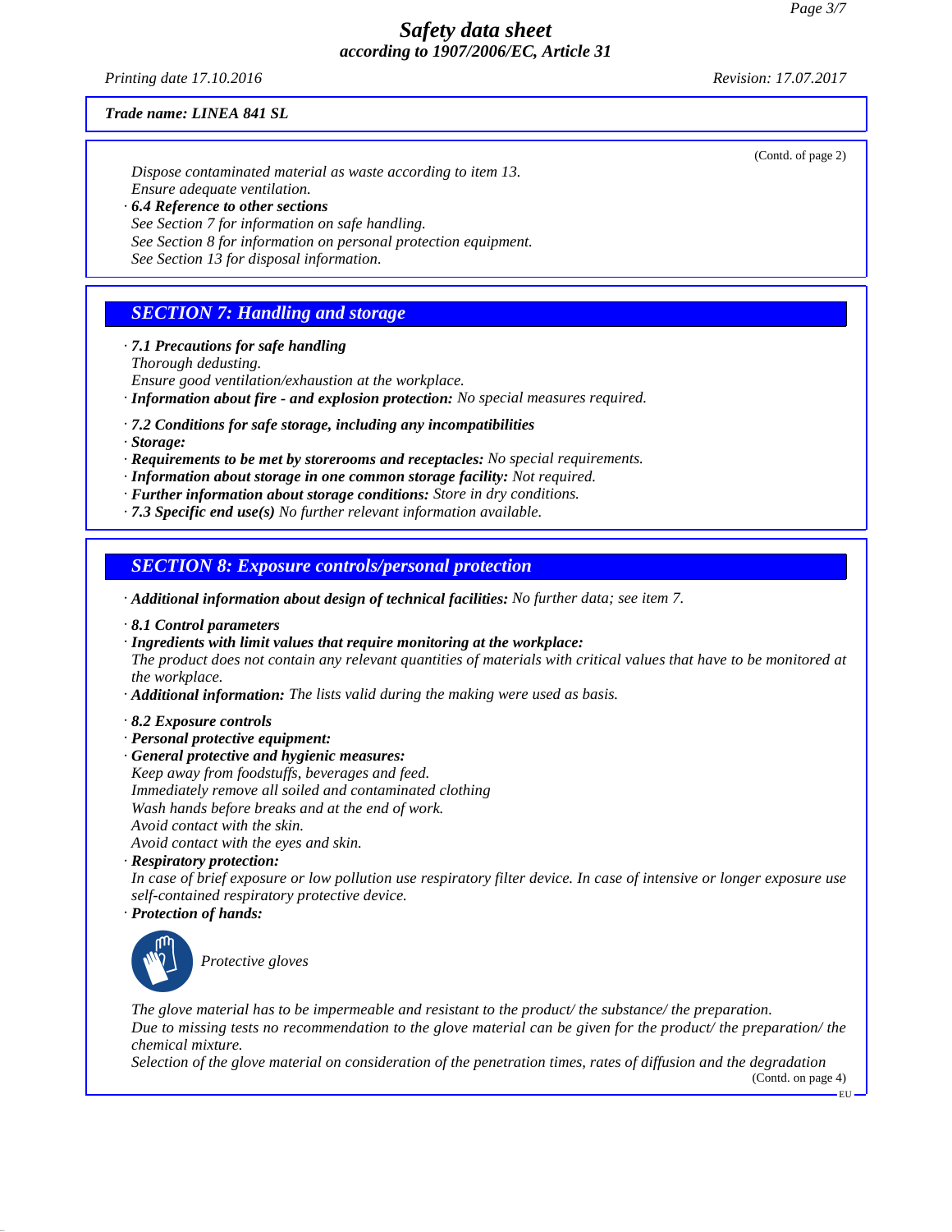*Trade name: LINEA 841 SL*

(Contd. of page 2)

*Dispose contaminated material as waste according to item 13.*
*Ensure adequate ventilation.*

· ***6.4 Reference to other sections***
*See Section 7 for information on safe handling.*
*See Section 8 for information on personal protection equipment.*
*See Section 13 for disposal information.*

## *SECTION 7: Handling and storage*

· ***7.1 Precautions for safe handling***
*Thorough dedusting.*
*Ensure good ventilation/exhaustion at the workplace.*
· ***Information about fire - and explosion protection:*** *No special measures required.*

· ***7.2 Conditions for safe storage, including any incompatibilities***
· ***Storage:***
· ***Requirements to be met by storerooms and receptacles:*** *No special requirements.*
· ***Information about storage in one common storage facility:*** *Not required.*
· ***Further information about storage conditions:*** *Store in dry conditions.*
· ***7.3 Specific end use(s)*** *No further relevant information available.*

## *SECTION 8: Exposure controls/personal protection*

· ***Additional information about design of technical facilities:*** *No further data; see item 7.*

· ***8.1 Control parameters***
· ***Ingredients with limit values that require monitoring at the workplace:***
*The product does not contain any relevant quantities of materials with critical values that have to be monitored at the workplace.*
· ***Additional information:*** *The lists valid during the making were used as basis.*

· ***8.2 Exposure controls***
· ***Personal protective equipment:***
· ***General protective and hygienic measures:***
*Keep away from foodstuffs, beverages and feed.*
*Immediately remove all soiled and contaminated clothing*
*Wash hands before breaks and at the end of work.*
*Avoid contact with the skin.*
*Avoid contact with the eyes and skin.*
· ***Respiratory protection:***
*In case of brief exposure or low pollution use respiratory filter device. In case of intensive or longer exposure use self-contained respiratory protective device.*
· ***Protection of hands:***

*Protective gloves*

*The glove material has to be impermeable and resistant to the product/ the substance/ the preparation.*
*Due to missing tests no recommendation to the glove material can be given for the product/ the preparation/ the chemical mixture.*
*Selection of the glove material on consideration of the penetration times, rates of diffusion and the degradation*

(Contd. on page 4)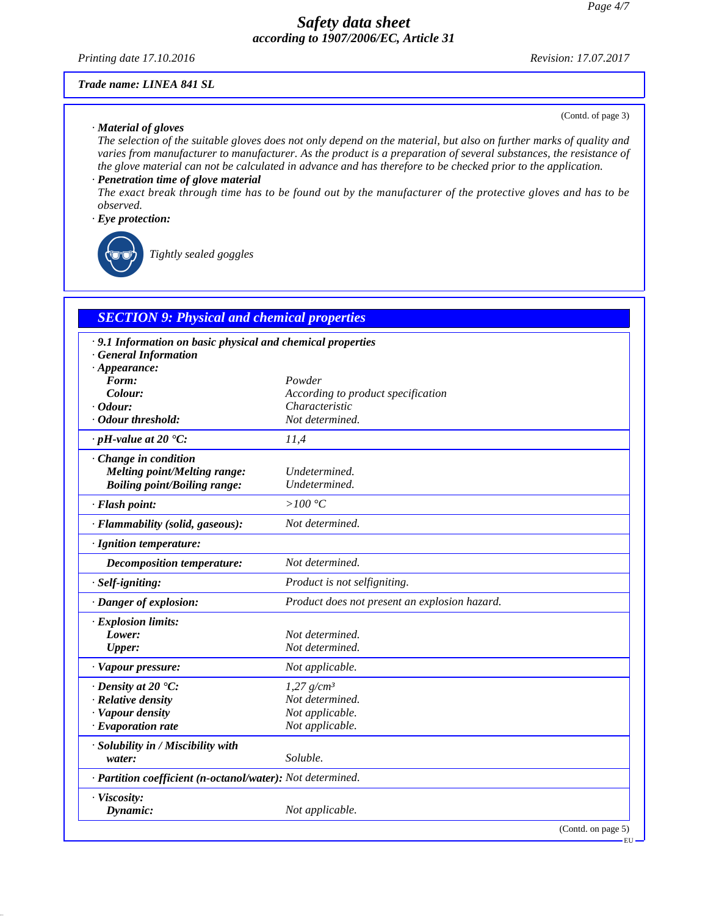**Trade name: LINEA 841 SL**

(Contd. of page 3)

· **Material of gloves**
The selection of the suitable gloves does not only depend on the material, but also on further marks of quality and varies from manufacturer to manufacturer. As the product is a preparation of several substances, the resistance of the glove material can not be calculated in advance and has therefore to be checked prior to the application.

· **Penetration time of glove material**
The exact break through time has to be found out by the manufacturer of the protective gloves and has to be observed.

· **Eye protection:**

Tightly sealed goggles

## SECTION 9: Physical and chemical properties

· **9.1 Information on basic physical and chemical properties**
· **General Information**

| Property | Value |
|---|---|
| · **Appearance:** | |
| **Form:** | Powder |
| **Colour:** | According to product specification |
| · **Odour:** | Characteristic |
| · **Odour threshold:** | Not determined. |
| · **pH-value at 20 °C:** | 11,4 |
| · **Change in condition** | |
| **Melting point/Melting range:** | Undetermined. |
| **Boiling point/Boiling range:** | Undetermined. |
| · **Flash point:** | >100 °C |
| · **Flammability (solid, gaseous):** | Not determined. |
| · **Ignition temperature:** | |
| **Decomposition temperature:** | Not determined. |
| · **Self-igniting:** | Product is not selfigniting. |
| · **Danger of explosion:** | Product does not present an explosion hazard. |
| · **Explosion limits:** | |
| **Lower:** | Not determined. |
| **Upper:** | Not determined. |
| · **Vapour pressure:** | Not applicable. |
| · **Density at 20 °C:** | 1,27 g/cm³ |
| · **Relative density** | Not determined. |
| · **Vapour density** | Not applicable. |
| · **Evaporation rate** | Not applicable. |
| · **Solubility in / Miscibility with** | |
| **water:** | Soluble. |
| · **Partition coefficient (n-octanol/water):** | Not determined. |
| · **Viscosity:** | |
| **Dynamic:** | Not applicable. |

(Contd. on page 5)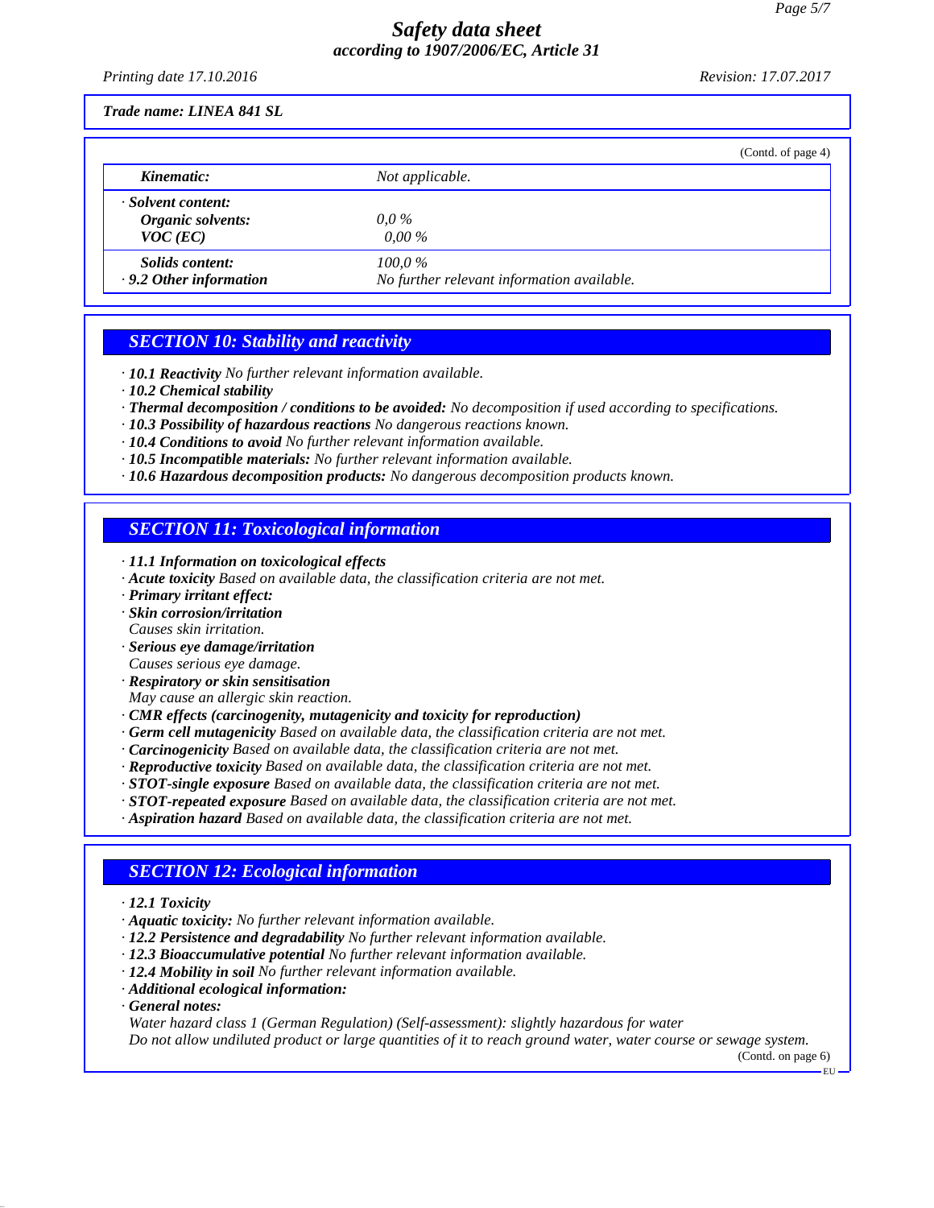**Trade name: LINEA 841 SL**

(Contd. of page 4)

| | |
|---|---|
| ***Kinematic:*** | *Not applicable.* |
| *· **Solvent content:*** | |
| ***Organic solvents:*** | *0,0 %* |
| ***VOC (EC)*** | *0,00 %* |
| ***Solids content:*** | *100,0 %* |
| *· **9.2 Other information*** | *No further relevant information available.* |

## SECTION 10: Stability and reactivity

- ***10.1 Reactivity*** *No further relevant information available.*
- ***10.2 Chemical stability***
- ***Thermal decomposition / conditions to be avoided:*** *No decomposition if used according to specifications.*
- ***10.3 Possibility of hazardous reactions*** *No dangerous reactions known.*
- ***10.4 Conditions to avoid*** *No further relevant information available.*
- ***10.5 Incompatible materials:*** *No further relevant information available.*
- ***10.6 Hazardous decomposition products:*** *No dangerous decomposition products known.*

## SECTION 11: Toxicological information

- ***11.1 Information on toxicological effects***
- ***Acute toxicity*** *Based on available data, the classification criteria are not met.*
- ***Primary irritant effect:***
- ***Skin corrosion/irritation***
  *Causes skin irritation.*
- ***Serious eye damage/irritation***
  *Causes serious eye damage.*
- ***Respiratory or skin sensitisation***
  *May cause an allergic skin reaction.*
- ***CMR effects (carcinogenity, mutagenicity and toxicity for reproduction)***
- ***Germ cell mutagenicity*** *Based on available data, the classification criteria are not met.*
- ***Carcinogenicity*** *Based on available data, the classification criteria are not met.*
- ***Reproductive toxicity*** *Based on available data, the classification criteria are not met.*
- ***STOT-single exposure*** *Based on available data, the classification criteria are not met.*
- ***STOT-repeated exposure*** *Based on available data, the classification criteria are not met.*
- ***Aspiration hazard*** *Based on available data, the classification criteria are not met.*

## SECTION 12: Ecological information

- ***12.1 Toxicity***
- ***Aquatic toxicity:*** *No further relevant information available.*
- ***12.2 Persistence and degradability*** *No further relevant information available.*
- ***12.3 Bioaccumulative potential*** *No further relevant information available.*
- ***12.4 Mobility in soil*** *No further relevant information available.*
- ***Additional ecological information:***
- ***General notes:***
  *Water hazard class 1 (German Regulation) (Self-assessment): slightly hazardous for water*
  *Do not allow undiluted product or large quantities of it to reach ground water, water course or sewage system.*

(Contd. on page 6)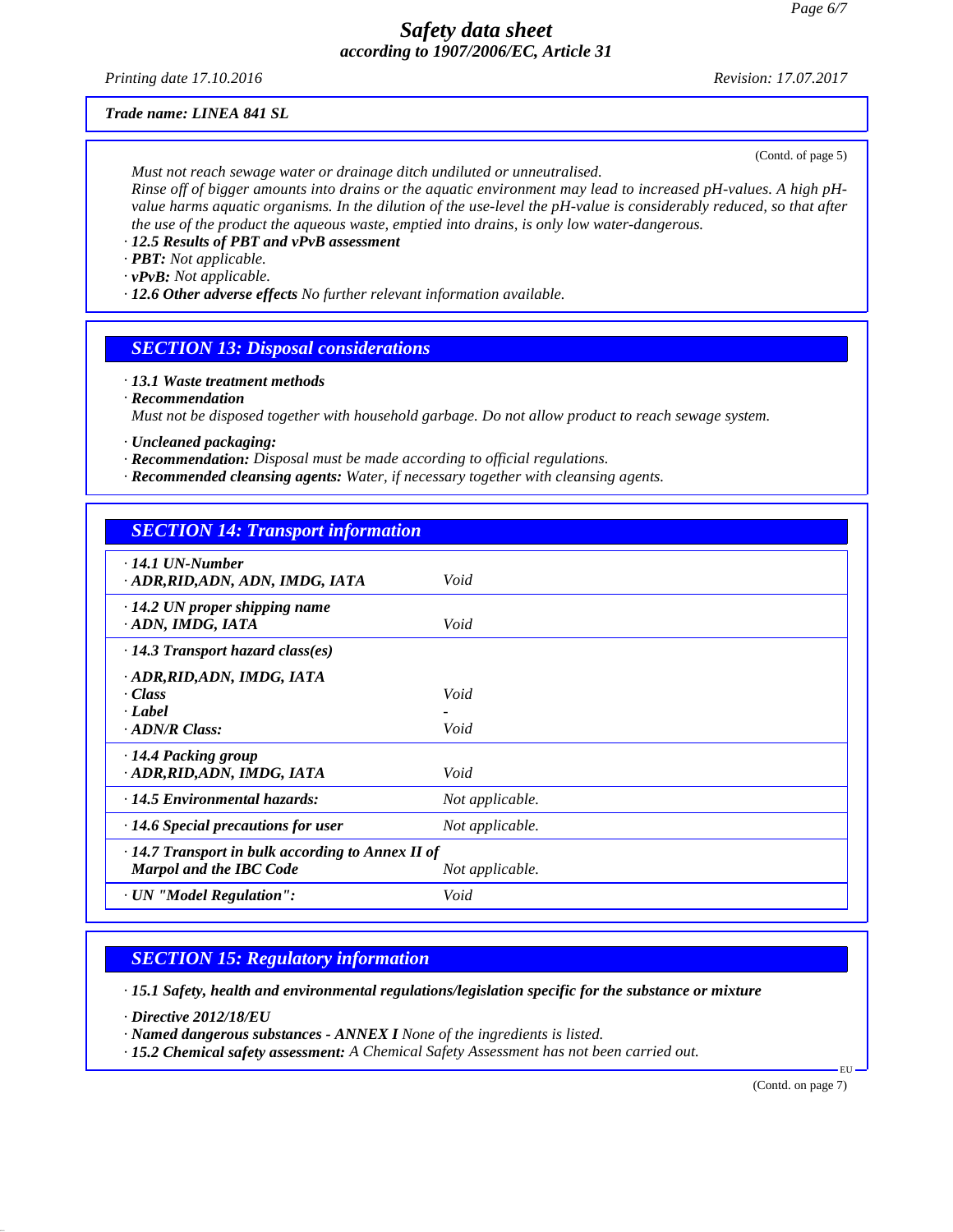(Contd. of page 5)

*Must not reach sewage water or drainage ditch undiluted or unneutralised.*
*Rinse off of bigger amounts into drains or the aquatic environment may lead to increased pH-values. A high pH-value harms aquatic organisms. In the dilution of the use-level the pH-value is considerably reduced, so that after the use of the product the aqueous waste, emptied into drains, is only low water-dangerous.*

· ***12.5 Results of PBT and vPvB assessment***
· ***PBT:*** *Not applicable.*
· ***vPvB:*** *Not applicable.*
· ***12.6 Other adverse effects*** *No further relevant information available.*

## SECTION 13: Disposal considerations

· ***13.1 Waste treatment methods***
· ***Recommendation***
*Must not be disposed together with household garbage. Do not allow product to reach sewage system.*

· ***Uncleaned packaging:***
· ***Recommendation:*** *Disposal must be made according to official regulations.*
· ***Recommended cleansing agents:*** *Water, if necessary together with cleansing agents.*

## SECTION 14: Transport information

| | |
|---|---|
| · ***14.1 UN-Number*** | |
| · ***ADR,RID,ADN, ADN, IMDG, IATA*** | *Void* |
| · ***14.2 UN proper shipping name*** | |
| · ***ADN, IMDG, IATA*** | *Void* |
| · ***14.3 Transport hazard class(es)*** | |
| · ***ADR,RID,ADN, IMDG, IATA*** | |
| · ***Class*** | *Void* |
| · ***Label*** | - |
| · ***ADN/R Class:*** | *Void* |
| · ***14.4 Packing group*** | |
| · ***ADR,RID,ADN, IMDG, IATA*** | *Void* |
| · ***14.5 Environmental hazards:*** | *Not applicable.* |
| · ***14.6 Special precautions for user*** | *Not applicable.* |
| · ***14.7 Transport in bulk according to Annex II of Marpol and the IBC Code*** | *Not applicable.* |
| · ***UN "Model Regulation":*** | *Void* |

## SECTION 15: Regulatory information

· ***15.1 Safety, health and environmental regulations/legislation specific for the substance or mixture***

· ***Directive 2012/18/EU***
· ***Named dangerous substances - ANNEX I*** *None of the ingredients is listed.*
· ***15.2 Chemical safety assessment:*** *A Chemical Safety Assessment has not been carried out.*

(Contd. on page 7)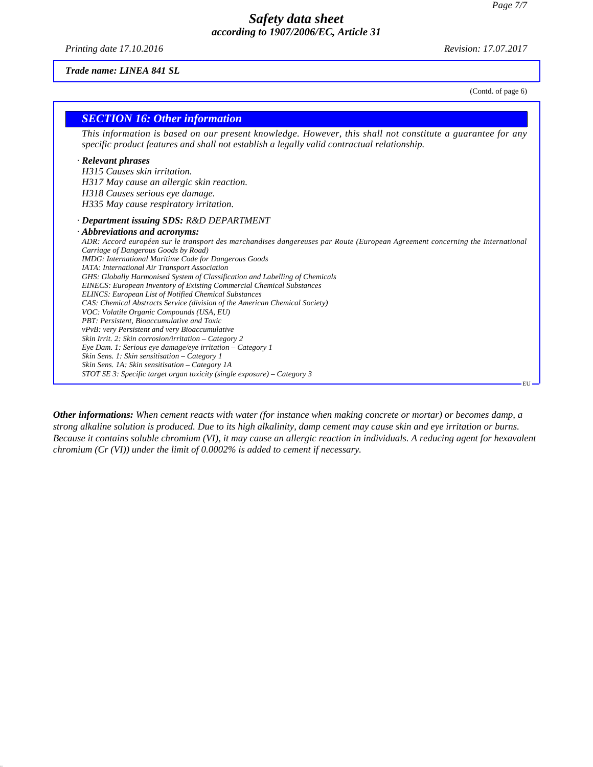**Trade name: LINEA 841 SL**

(Contd. of page 6)

## SECTION 16: Other information

*This information is based on our present knowledge. However, this shall not constitute a guarantee for any specific product features and shall not establish a legally valid contractual relationship.*

· **Relevant phrases**

H315 Causes skin irritation.
H317 May cause an allergic skin reaction.
H318 Causes serious eye damage.
H335 May cause respiratory irritation.

· **Department issuing SDS:** R&D DEPARTMENT

· **Abbreviations and acronyms:**

ADR: Accord européen sur le transport des marchandises dangereuses par Route (European Agreement concerning the International Carriage of Dangerous Goods by Road)
IMDG: International Maritime Code for Dangerous Goods
IATA: International Air Transport Association
GHS: Globally Harmonised System of Classification and Labelling of Chemicals
EINECS: European Inventory of Existing Commercial Chemical Substances
ELINCS: European List of Notified Chemical Substances
CAS: Chemical Abstracts Service (division of the American Chemical Society)
VOC: Volatile Organic Compounds (USA, EU)
PBT: Persistent, Bioaccumulative and Toxic
vPvB: very Persistent and very Bioaccumulative
Skin Irrit. 2: Skin corrosion/irritation – Category 2
Eye Dam. 1: Serious eye damage/eye irritation – Category 1
Skin Sens. 1: Skin sensitisation – Category 1
Skin Sens. 1A: Skin sensitisation – Category 1A
STOT SE 3: Specific target organ toxicity (single exposure) – Category 3

EU

***Other informations:*** *When cement reacts with water (for instance when making concrete or mortar) or becomes damp, a strong alkaline solution is produced. Due to its high alkalinity, damp cement may cause skin and eye irritation or burns. Because it contains soluble chromium (VI), it may cause an allergic reaction in individuals. A reducing agent for hexavalent chromium (Cr (VI)) under the limit of 0.0002% is added to cement if necessary.*